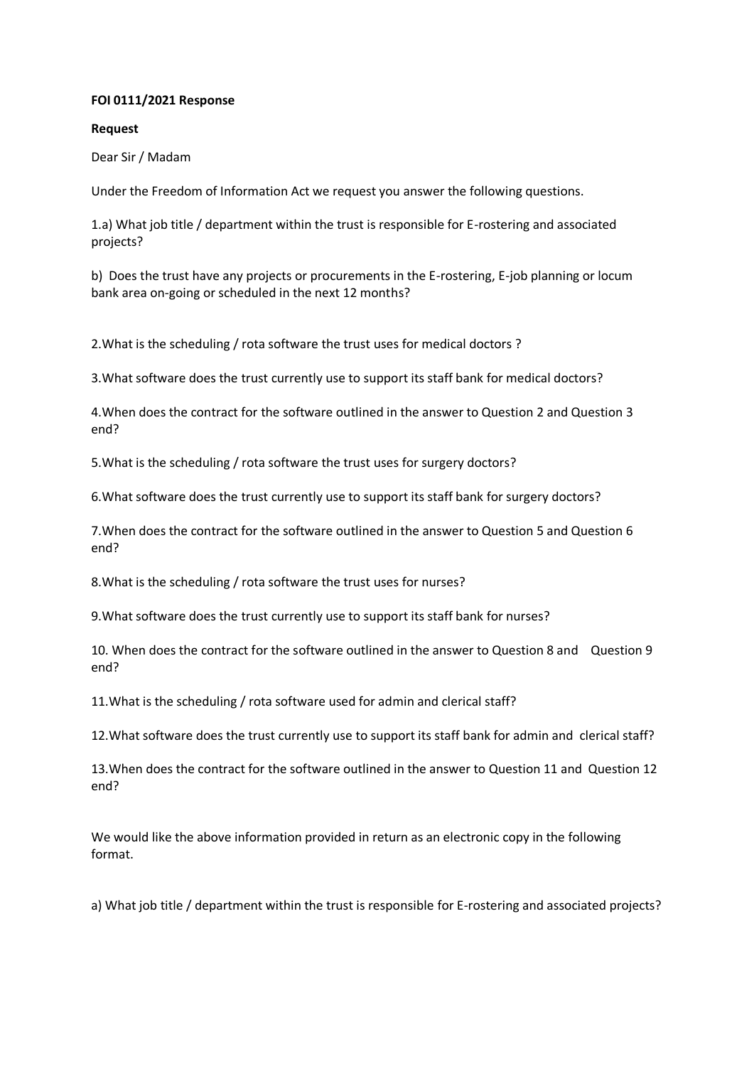**FOI 0111/2021 Response**

**Request**

Dear Sir / Madam

Under the Freedom of Information Act we request you answer the following questions.

1.a) What job title / department within the trust is responsible for E-rostering and associated projects?

b) Does the trust have any projects or procurements in the E-rostering, E-job planning or locum bank area on-going or scheduled in the next 12 months?

2.What is the scheduling / rota software the trust uses for medical doctors ?

3.What software does the trust currently use to support its staff bank for medical doctors?

4.When does the contract for the software outlined in the answer to Question 2 and Question 3 end?

5.What is the scheduling / rota software the trust uses for surgery doctors?

6.What software does the trust currently use to support its staff bank for surgery doctors?

7.When does the contract for the software outlined in the answer to Question 5 and Question 6 end?

8.What is the scheduling / rota software the trust uses for nurses?

9.What software does the trust currently use to support its staff bank for nurses?

10. When does the contract for the software outlined in the answer to Question 8 and Question 9 end?

11.What is the scheduling / rota software used for admin and clerical staff?

12.What software does the trust currently use to support its staff bank for admin and clerical staff?

13.When does the contract for the software outlined in the answer to Question 11 and Question 12 end?

We would like the above information provided in return as an electronic copy in the following format.

a) What job title / department within the trust is responsible for E-rostering and associated projects?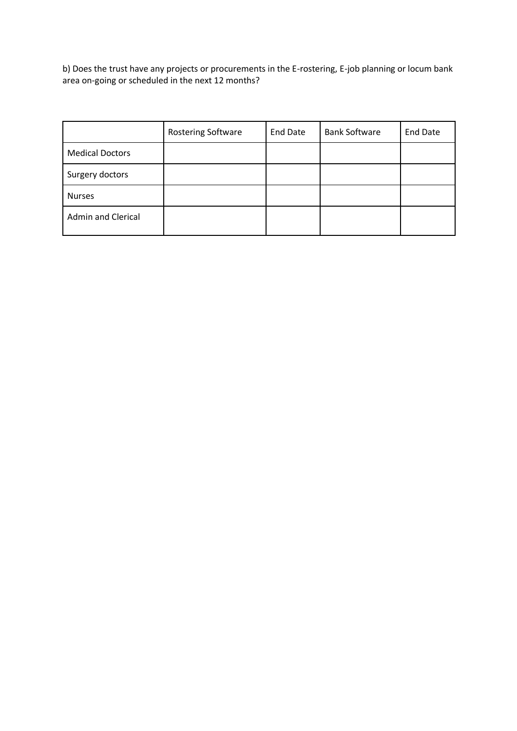b) Does the trust have any projects or procurements in the E-rostering, E-job planning or locum bank area on-going or scheduled in the next 12 months?

| | Rostering Software | End Date | Bank Software | End Date |
|---|---|---|---|---|
| Medical Doctors | | | | |
| Surgery doctors | | | | |
| Nurses | | | | |
| Admin and Clerical | | | | |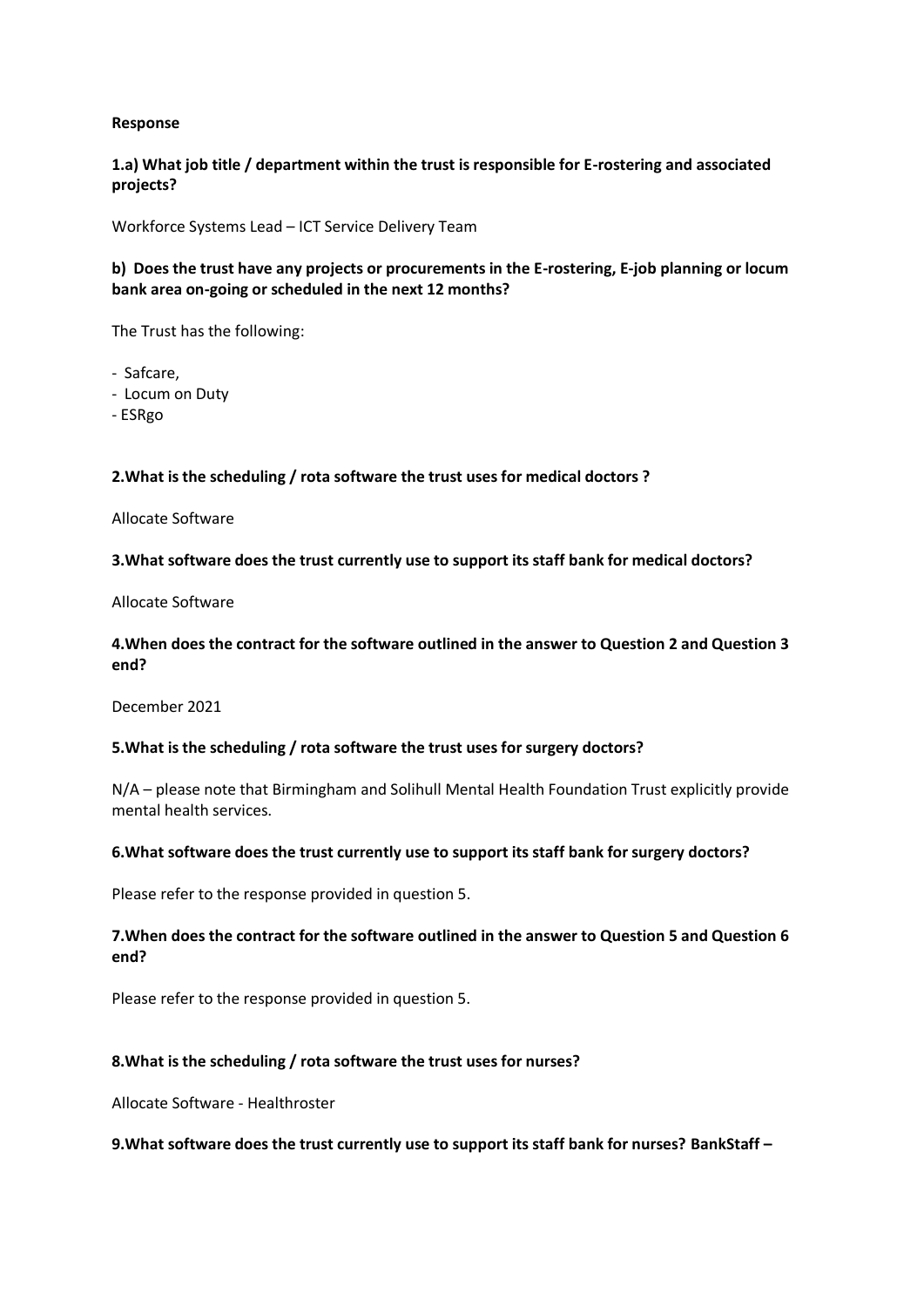**Response**

**1.a) What job title / department within the trust is responsible for E-rostering and associated projects?**

Workforce Systems Lead – ICT Service Delivery Team

**b) Does the trust have any projects or procurements in the E-rostering, E-job planning or locum bank area on-going or scheduled in the next 12 months?**

The Trust has the following:

- Safcare,
- Locum on Duty
- ESRgo

**2.What is the scheduling / rota software the trust uses for medical doctors ?**

Allocate Software

**3.What software does the trust currently use to support its staff bank for medical doctors?**

Allocate Software

**4.When does the contract for the software outlined in the answer to Question 2 and Question 3 end?**

December 2021

**5.What is the scheduling / rota software the trust uses for surgery doctors?**

N/A – please note that Birmingham and Solihull Mental Health Foundation Trust explicitly provide mental health services.

**6.What software does the trust currently use to support its staff bank for surgery doctors?**

Please refer to the response provided in question 5.

**7.When does the contract for the software outlined in the answer to Question 5 and Question 6 end?**

Please refer to the response provided in question 5.

**8.What is the scheduling / rota software the trust uses for nurses?**

Allocate Software - Healthroster

**9.What software does the trust currently use to support its staff bank for nurses? BankStaff –**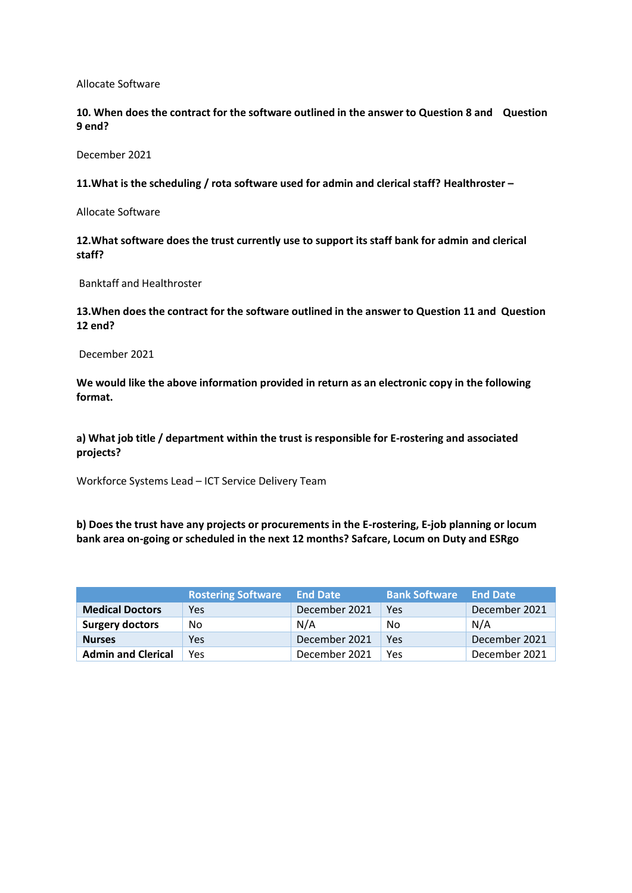Allocate Software

**10. When does the contract for the software outlined in the answer to Question 8 and Question 9 end?**

December 2021

**11.What is the scheduling / rota software used for admin and clerical staff? Healthroster –**

Allocate Software

**12.What software does the trust currently use to support its staff bank for admin and clerical staff?**

Banktaff and Healthroster

**13.When does the contract for the software outlined in the answer to Question 11 and Question 12 end?**

December 2021

**We would like the above information provided in return as an electronic copy in the following format.**

**a) What job title / department within the trust is responsible for E-rostering and associated projects?**

Workforce Systems Lead – ICT Service Delivery Team

**b) Does the trust have any projects or procurements in the E-rostering, E-job planning or locum bank area on-going or scheduled in the next 12 months? Safcare, Locum on Duty and ESRgo**

| | Rostering Software | End Date | Bank Software | End Date |
|---|---|---|---|---|
| **Medical Doctors** | Yes | December 2021 | Yes | December 2021 |
| **Surgery doctors** | No | N/A | No | N/A |
| **Nurses** | Yes | December 2021 | Yes | December 2021 |
| **Admin and Clerical** | Yes | December 2021 | Yes | December 2021 |